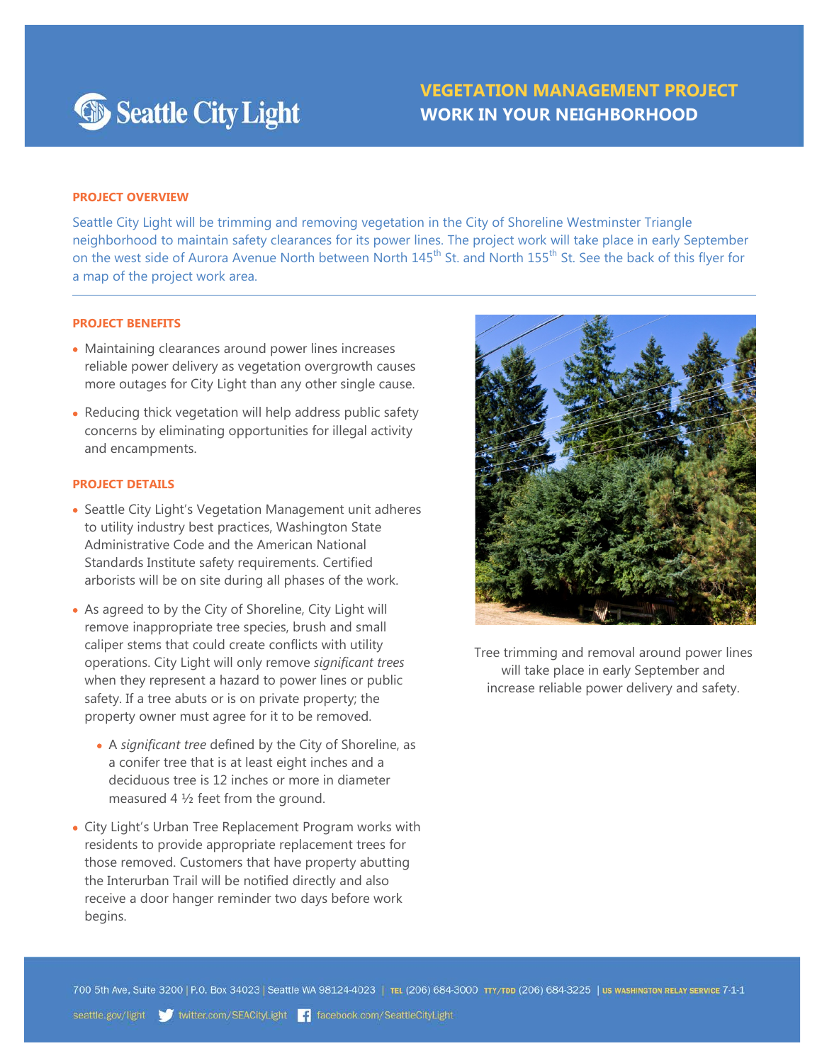Seattle City Light

# VEGETATION MANAGEMENT PROJECT
## WORK IN YOUR NEIGHBORHOOD

### PROJECT OVERVIEW

Seattle City Light will be trimming and removing vegetation in the City of Shoreline Westminster Triangle neighborhood to maintain safety clearances for its power lines. The project work will take place in early September on the west side of Aurora Avenue North between North 145th St. and North 155th St. See the back of this flyer for a map of the project work area.

### PROJECT BENEFITS

- Maintaining clearances around power lines increases reliable power delivery as vegetation overgrowth causes more outages for City Light than any other single cause.
- Reducing thick vegetation will help address public safety concerns by eliminating opportunities for illegal activity and encampments.

### PROJECT DETAILS

- Seattle City Light's Vegetation Management unit adheres to utility industry best practices, Washington State Administrative Code and the American National Standards Institute safety requirements. Certified arborists will be on site during all phases of the work.
- As agreed to by the City of Shoreline, City Light will remove inappropriate tree species, brush and small caliper stems that could create conflicts with utility operations. City Light will only remove *significant trees* when they represent a hazard to power lines or public safety. If a tree abuts or is on private property; the property owner must agree for it to be removed.
  - A *significant tree* defined by the City of Shoreline, as a conifer tree that is at least eight inches and a deciduous tree is 12 inches or more in diameter measured 4 ½ feet from the ground.
- City Light's Urban Tree Replacement Program works with residents to provide appropriate replacement trees for those removed. Customers that have property abutting the Interurban Trail will be notified directly and also receive a door hanger reminder two days before work begins.

Tree trimming and removal around power lines will take place in early September and increase reliable power delivery and safety.

700 5th Ave, Suite 3200 | P.O. Box 34023 | Seattle WA 98124-4023 | TEL (206) 684-3000 TTY/TDD (206) 684-3225 | US WASHINGTON RELAY SERVICE 7-1-1

seattle.gov/light twitter.com/SEACityLight facebook.com/SeattleCityLight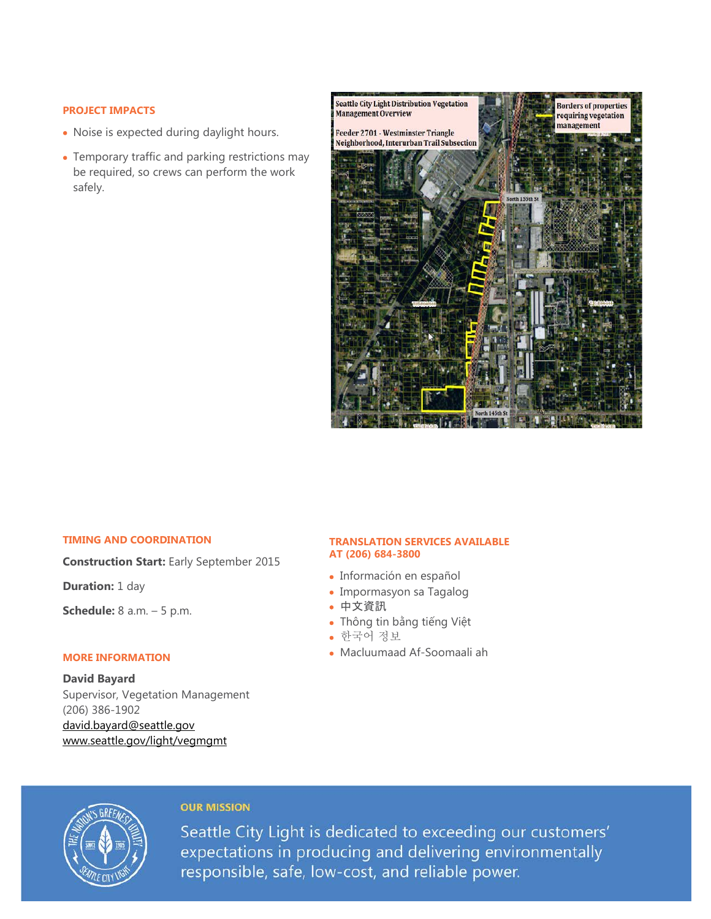## PROJECT IMPACTS

- Noise is expected during daylight hours.
- Temporary traffic and parking restrictions may be required, so crews can perform the work safely.

Seattle City Light Distribution Vegetation Management Overview

Feeder 2701 - Westminster Triangle Neighborhood, Interurban Trail Subsection

Borders of properties requiring vegetation management

North 155th St

North 145th St

## TIMING AND COORDINATION

**Construction Start:** Early September 2015

**Duration:** 1 day

**Schedule:** 8 a.m. – 5 p.m.

## MORE INFORMATION

**David Bayard**
Supervisor, Vegetation Management
(206) 386-1902
david.bayard@seattle.gov
www.seattle.gov/light/vegmgmt

## TRANSLATION SERVICES AVAILABLE AT (206) 684-3800

- Información en español
- Impormasyon sa Tagalog
- 中文資訊
- Thông tin bằng tiếng Việt
- 한국어 정보
- Macluumaad Af-Soomaali ah

## OUR MISSION

Seattle City Light is dedicated to exceeding our customers' expectations in producing and delivering environmentally responsible, safe, low-cost, and reliable power.